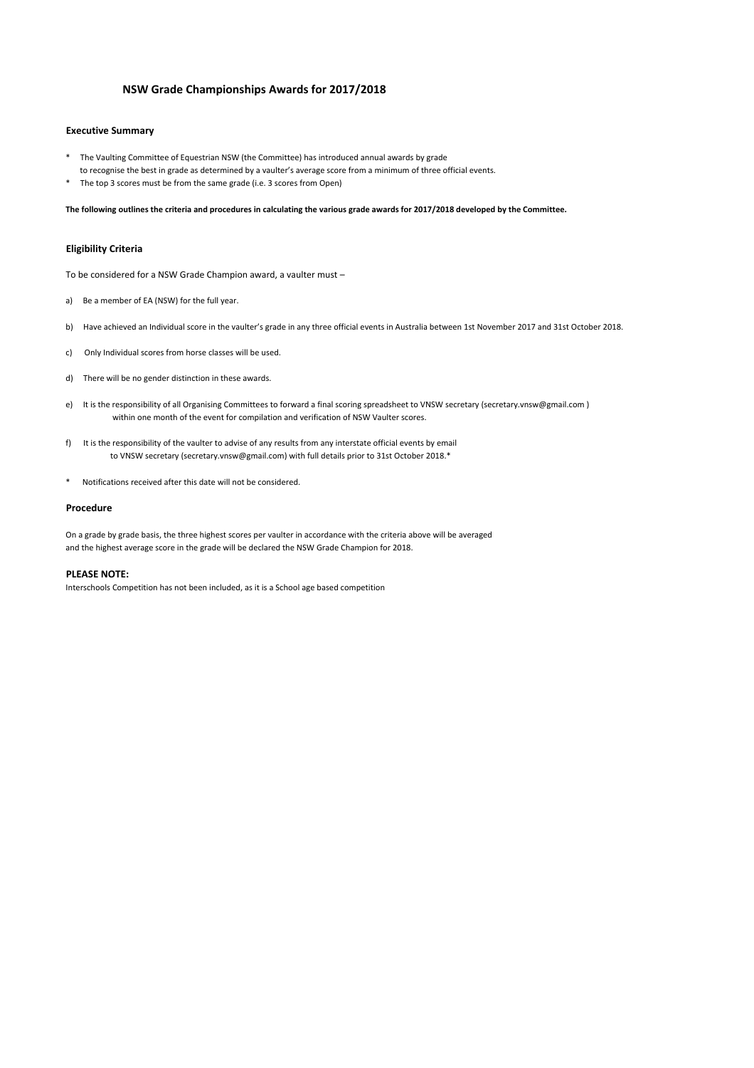# NSW Grade Championships Awards for 2017/2018

## Executive Summary

* The Vaulting Committee of Equestrian NSW (the Committee) has introduced annual awards by grade to recognise the best in grade as determined by a vaulter's average score from a minimum of three official events.
* The top 3 scores must be from the same grade (i.e. 3 scores from Open)

**The following outlines the criteria and procedures in calculating the various grade awards for 2017/2018 developed by the Committee.**

## Eligibility Criteria

To be considered for a NSW Grade Champion award, a vaulter must –

a) Be a member of EA (NSW) for the full year.

b) Have achieved an Individual score in the vaulter's grade in any three official events in Australia between 1st November 2017 and 31st October 2018.

c) Only Individual scores from horse classes will be used.

d) There will be no gender distinction in these awards.

e) It is the responsibility of all Organising Committees to forward a final scoring spreadsheet to VNSW secretary (secretary.vnsw@gmail.com ) within one month of the event for compilation and verification of NSW Vaulter scores.

f) It is the responsibility of the vaulter to advise of any results from any interstate official events by email to VNSW secretary (secretary.vnsw@gmail.com) with full details prior to 31st October 2018.*

* Notifications received after this date will not be considered.

## Procedure

On a grade by grade basis, the three highest scores per vaulter in accordance with the criteria above will be averaged and the highest average score in the grade will be declared the NSW Grade Champion for 2018.

**PLEASE NOTE:**

Interschools Competition has not been included, as it is a School age based competition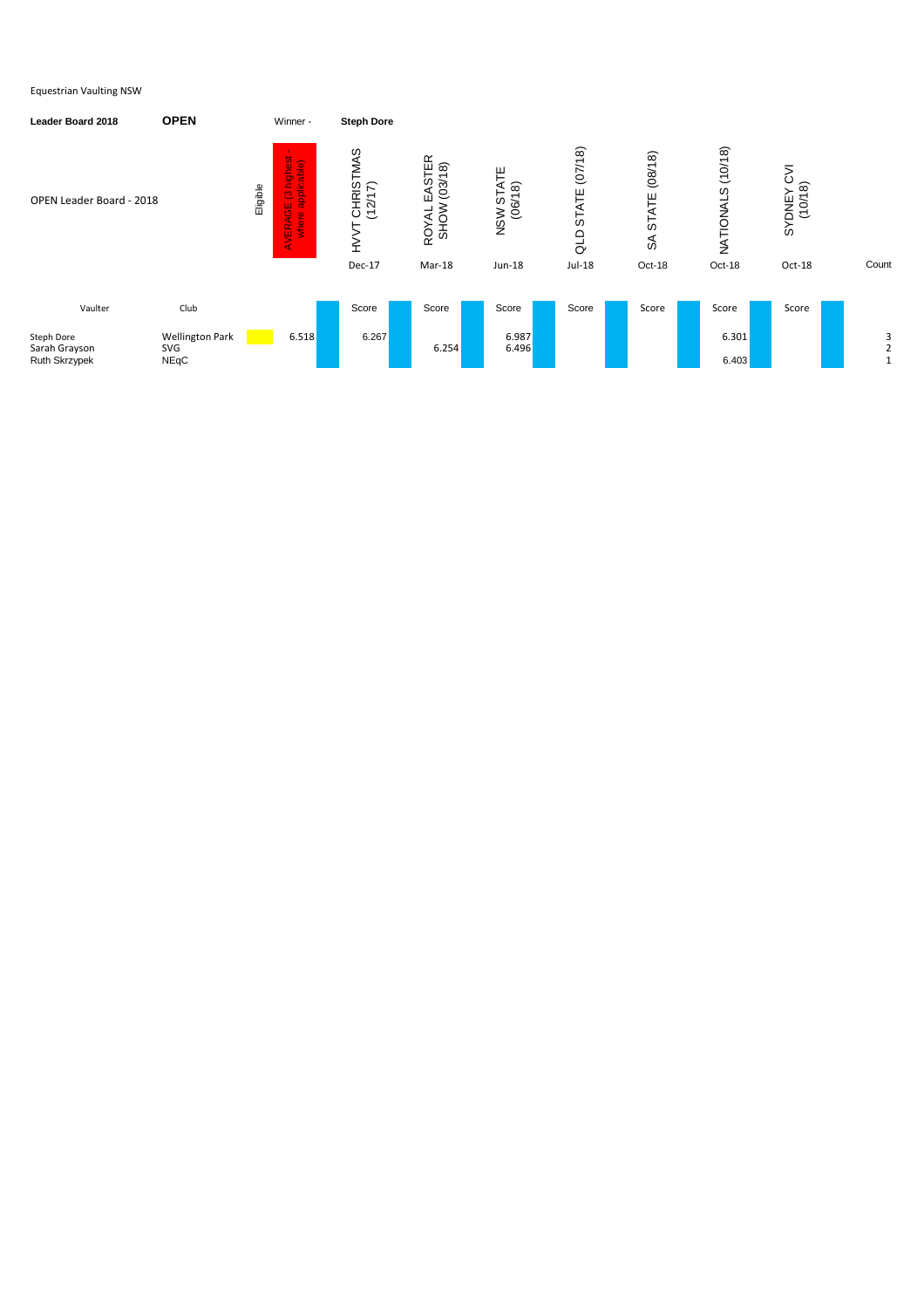Equestrian Vaulting NSW

| Leader Board 2018 | OPEN | | Winner - | Steph Dore | | | | | | | |
|---|---|---|---|---|---|---|---|---|---|---|---|
| OPEN Leader Board - 2018 | | Eligible | AVERAGE (3 highest - where applicable) | HVVT CHRISTMAS (12/17) | ROYAL EASTER SHOW (03/18) | NSW STATE (06/18) | QLD STATE (07/18) | SA STATE (08/18) | NATIONALS (10/18) | SYDNEY CVI (10/18) | |
| | | | | Dec-17 | Mar-18 | Jun-18 | Jul-18 | Oct-18 | Oct-18 | Oct-18 | Count |
| Vaulter | Club | | | Score | Score | Score | Score | Score | Score | Score | |
| Steph Dore | Wellington Park | | 6.518 | 6.267 | | 6.987 | | | 6.301 | | 3 |
| Sarah Grayson | SVG | | | | 6.254 | 6.496 | | | | | 2 |
| Ruth Skrzypek | NEqC | | | | | | | | 6.403 | | 1 |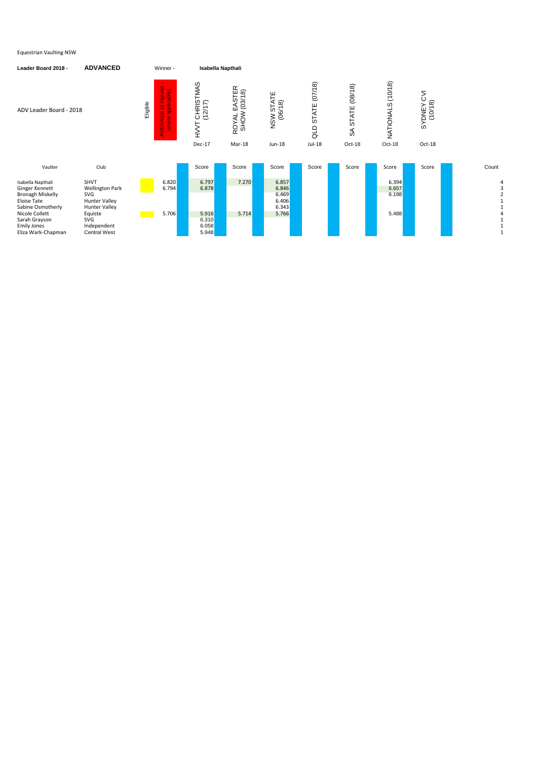Equestrian Vaulting NSW

**Leader Board 2018 -** **ADVANCED** Winner - **Isabella Napthali**

ADV Leader Board - 2018

| Vaulter | Club | Eligible | AVERAGE (3 highest - where applicable) | HVVT CHRISTMAS (12/17) Dec-17 | ROYAL EASTER SHOW (03/18) Mar-18 | NSW STATE (06/18) Jun-18 | QLD STATE (07/18) Jul-18 | SA STATE (08/18) Oct-18 | NATIONALS (10/18) Oct-18 | SYDNEY CVI (10/18) Oct-18 | Count |
|---|---|---|---|---|---|---|---|---|---|---|---|
| | | | | Score | Score | Score | Score | Score | Score | Score | |
| Isabella Napthali | SHVT | | 6.820 | 6.797 | 7.270 | 6.857 | | | 6.394 | | 4 |
| Ginger Kennett | Wellington Park | | 6.794 | 6.878 | | 6.846 | | | 6.657 | | 3 |
| Bronagh Miskelly | SVG | | | | | 6.469 | | | 6.198 | | 2 |
| Eloise Tate | Hunter Valley | | | | | 6.406 | | | | | 1 |
| Sabine Osmotherly | Hunter Valley | | | | | 6.343 | | | | | 1 |
| Nicole Collett | Equiste | | 5.706 | 5.916 | 5.714 | 5.766 | | | 5.488 | | 4 |
| Sarah Grayson | SVG | | | 6.310 | | | | | | | 1 |
| Emily Jones | Independent | | | 6.058 | | | | | | | 1 |
| Eliza Wark-Chapman | Central West | | | 5.948 | | | | | | | 1 |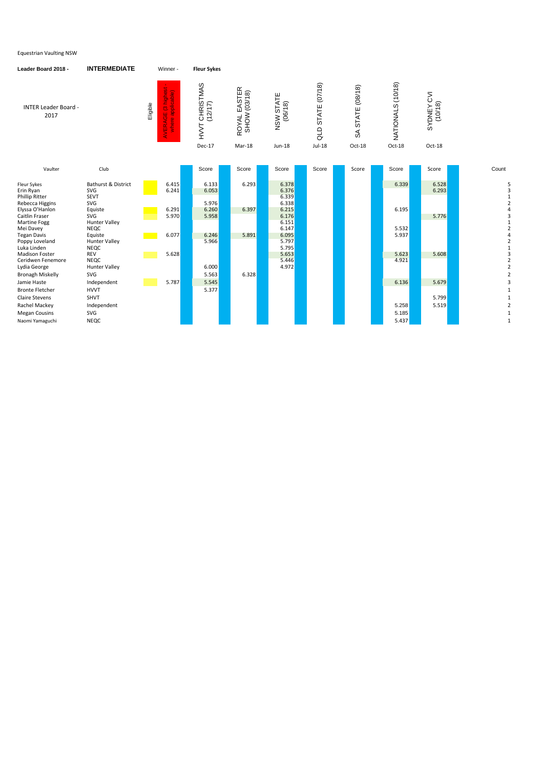Equestrian Vaulting NSW

**Leader Board 2018 -** **INTERMEDIATE** Winner - **Fleur Sykes**

| Vaulter | Club | Eligible | AVERAGE (3 highest - where applicable) | HVVT CHRISTMAS (12/17) Dec-17 | ROYAL EASTER SHOW (03/18) Mar-18 | NSW STATE (06/18) Jun-18 | QLD STATE (07/18) Jul-18 | SA STATE (08/18) Oct-18 | NATIONALS (10/18) Oct-18 | SYDNEY CVI (10/18) Oct-18 | Count |
|---|---|---|---|---|---|---|---|---|---|---|---|
| INTER Leader Board - 2017 | | | | Score | Score | Score | Score | Score | Score | Score | |
| Fleur Sykes | Bathurst & District | | 6.415 | 6.133 | 6.293 | 6.378 | | | 6.339 | 6.528 | 5 |
| Erin Ryan | SVG | | 6.241 | 6.053 | | 6.376 | | | | 6.293 | 3 |
| Phillip Ritter | SEVT | | | | | 6.339 | | | | | 1 |
| Rebecca Higgins | SVG | | | 5.976 | | 6.338 | | | | | 2 |
| Elyssa O'Hanlon | Equiste | | 6.291 | 6.260 | 6.397 | 6.215 | | | 6.195 | | 4 |
| Caitlin Fraser | SVG | | 5.970 | 5.958 | | 6.176 | | | | 5.776 | 3 |
| Martine Fogg | Hunter Valley | | | | | 6.151 | | | | | 1 |
| Mei Davey | NEQC | | | | | 6.147 | | | 5.532 | | 2 |
| Tegan Davis | Equiste | | 6.077 | 6.246 | 5.891 | 6.095 | | | 5.937 | | 4 |
| Poppy Loveland | Hunter Valley | | | 5.966 | | 5.797 | | | | | 2 |
| Luka Linden | NEQC | | | | | 5.795 | | | | | 1 |
| Madison Foster | REV | | 5.628 | | | 5.653 | | | 5.623 | 5.608 | 3 |
| Ceridwen Fenemore | NEQC | | | | | 5.446 | | | 4.921 | | 2 |
| Lydia George | Hunter Valley | | | 6.000 | | 4.972 | | | | | 2 |
| Bronagh Miskelly | SVG | | | 5.563 | 6.328 | | | | | | 2 |
| Jamie Haste | Independent | | 5.787 | 5.545 | | | | | 6.136 | 5.679 | 3 |
| Bronte Fletcher | HVVT | | | 5.377 | | | | | | | 1 |
| Claire Stevens | SHVT | | | | | | | | | 5.799 | 1 |
| Rachel Mackey | Independent | | | | | | | | 5.258 | 5.519 | 2 |
| Megan Cousins | SVG | | | | | | | | 5.185 | | 1 |
| Naomi Yamaguchi | NEQC | | | | | | | | 5.437 | | 1 |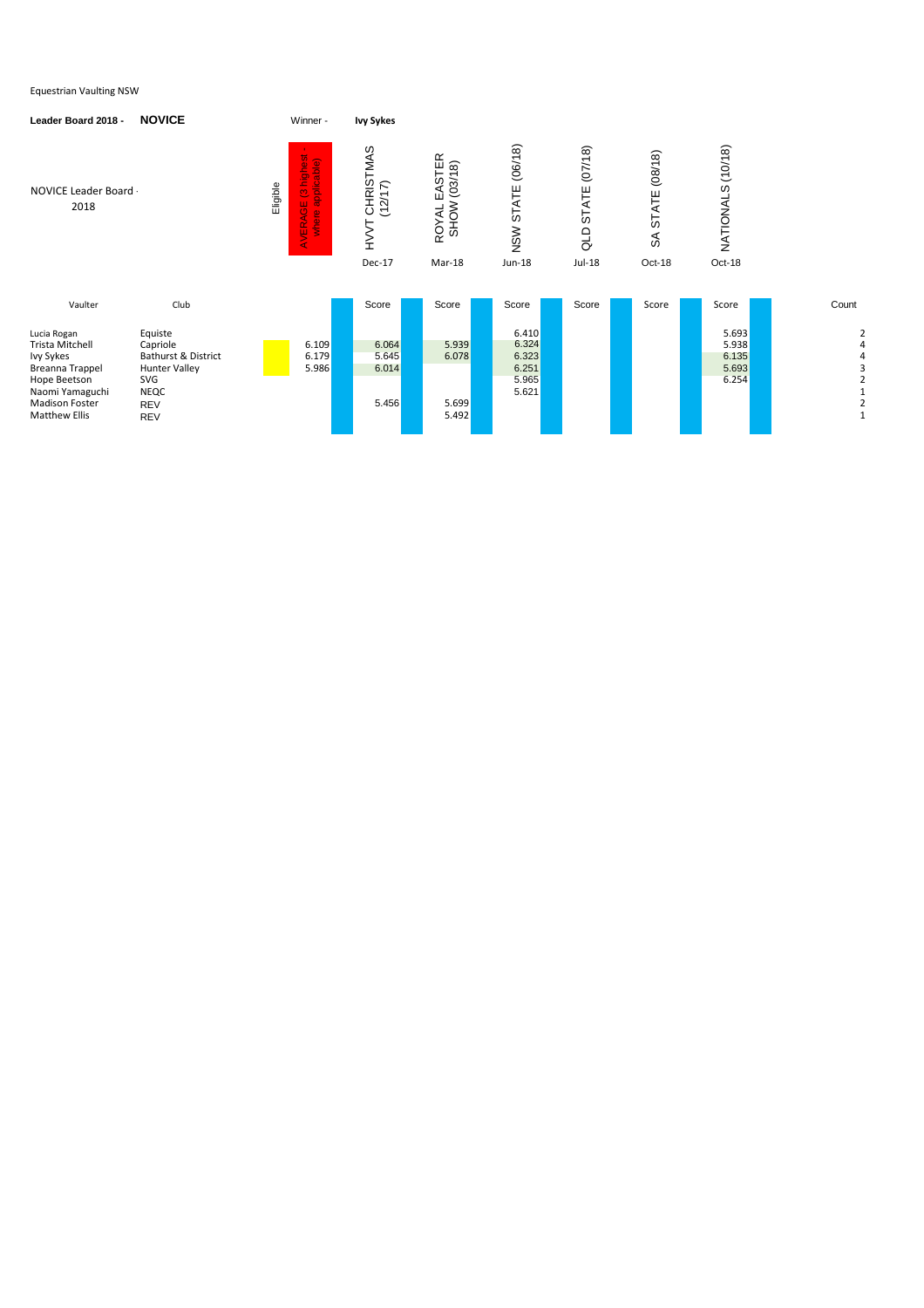Equestrian Vaulting NSW

**Leader Board 2018 -** **NOVICE**

Winner - **Ivy Sykes**

NOVICE Leader Board - 2018

| Vaulter | Club | Eligible | AVERAGE (3 highest where applicable) | HVVT CHRISTMAS (12/17) Dec-17 Score | ROYAL EASTER SHOW (03/18) Mar-18 Score | NSW STATE (06/18) Jun-18 Score | QLD STATE (07/18) Jul-18 Score | SA STATE (08/18) Oct-18 Score | NATIONALS (10/18) Oct-18 Score | Count |
|---|---|---|---|---|---|---|---|---|---|---|
| Lucia Rogan | Equiste | | | | | 6.410 | | | 5.693 | 2 |
| Trista Mitchell | Capriole | | 6.109 | 6.064 | 5.939 | 6.324 | | | 5.938 | 4 |
| Ivy Sykes | Bathurst & District | | 6.179 | 5.645 | 6.078 | 6.323 | | | 6.135 | 4 |
| Breanna Trappel | Hunter Valley | | 5.986 | 6.014 | | 6.251 | | | 5.693 | 3 |
| Hope Beetson | SVG | | | | | 5.965 | | | 6.254 | 2 |
| Naomi Yamaguchi | NEQC | | | | | 5.621 | | | | 1 |
| Madison Foster | REV | | | 5.456 | 5.699 | | | | | 2 |
| Matthew Ellis | REV | | | | 5.492 | | | | | 1 |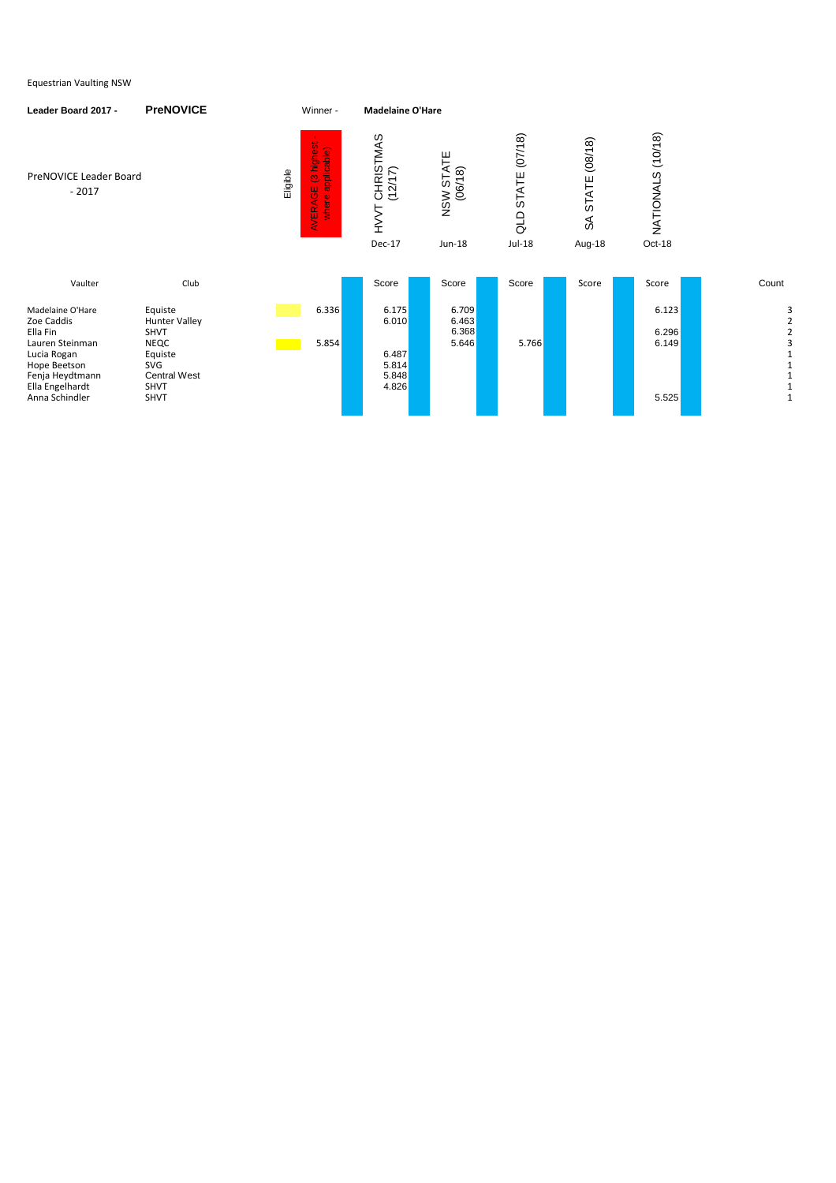Equestrian Vaulting NSW

**Leader Board 2017 -** **PreNOVICE** Winner - **Madelaine O'Hare**

| PreNOVICE Leader Board - 2017 | | Eligible | AVERAGE (3 highest - where applicable) | HVVT CHRISTMAS (12/17) Dec-17 | NSW STATE (06/18) Jun-18 | QLD STATE (07/18) Jul-18 | SA STATE (08/18) Aug-18 | NATIONALS (10/18) Oct-18 | |
|---|---|---|---|---|---|---|---|---|---|
| Vaulter | Club | | | Score | Score | Score | Score | Score | Count |
| Madelaine O'Hare | Equiste | | 6.336 | 6.175 | 6.709 | | | 6.123 | 3 |
| Zoe Caddis | Hunter Valley | | | 6.010 | 6.463 | | | | 2 |
| Ella Fin | SHVT | | | | 6.368 | | | 6.296 | 2 |
| Lauren Steinman | NEQC | | 5.854 | | 5.646 | 5.766 | | 6.149 | 3 |
| Lucia Rogan | Equiste | | | 6.487 | | | | | 1 |
| Hope Beetson | SVG | | | 5.814 | | | | | 1 |
| Fenja Heydtmann | Central West | | | 5.848 | | | | | 1 |
| Ella Engelhardt | SHVT | | | 4.826 | | | | | 1 |
| Anna Schindler | SHVT | | | | | | | 5.525 | 1 |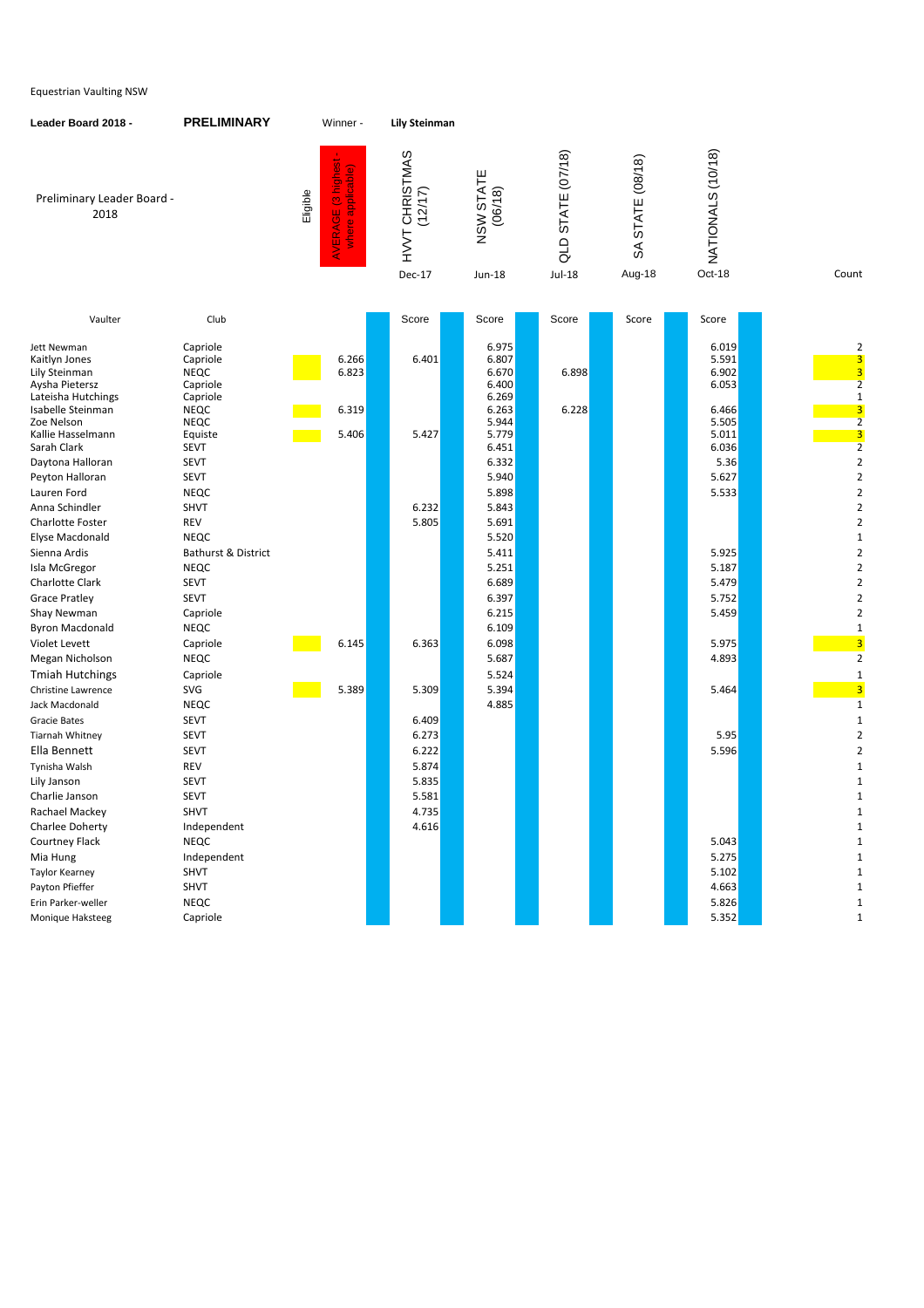Equestrian Vaulting NSW

**Leader Board 2018 -** **PRELIMINARY** Winner - **Lily Steinman**

| Preliminary Leader Board - 2018 | | Eligible | AVERAGE (3 highest - where applicable) | HVVT CHRISTMAS (12/17) | NSW STATE (06/18) | QLD STATE (07/18) | SA STATE (08/18) | NATIONALS (10/18) | Count |
|---|---|---|---|---|---|---|---|---|---|
| | | | | Dec-17 | Jun-18 | Jul-18 | Aug-18 | Oct-18 | |
| Vaulter | Club | | | Score | Score | Score | Score | Score | |
| Jett Newman | Capriole | | | | 6.975 | | | 6.019 | 2 |
| Kaitlyn Jones | Capriole | | 6.266 | 6.401 | 6.807 | | | 5.591 | 3 |
| Lily Steinman | NEQC | | 6.823 | | 6.670 | 6.898 | | 6.902 | 3 |
| Aysha Pietersz | Capriole | | | | 6.400 | | | 6.053 | 2 |
| Lateisha Hutchings | Capriole | | | | 6.269 | | | | 1 |
| Isabelle Steinman | NEQC | | 6.319 | | 6.263 | 6.228 | | 6.466 | 3 |
| Zoe Nelson | NEQC | | | | 5.944 | | | 5.505 | 2 |
| Kallie Hasselmann | Equiste | | 5.406 | 5.427 | 5.779 | | | 5.011 | 3 |
| Sarah Clark | SEVT | | | | 6.451 | | | 6.036 | 2 |
| Daytona Halloran | SEVT | | | | 6.332 | | | 5.36 | 2 |
| Peyton Halloran | SEVT | | | | 5.940 | | | 5.627 | 2 |
| Lauren Ford | NEQC | | | | 5.898 | | | 5.533 | 2 |
| Anna Schindler | SHVT | | | 6.232 | 5.843 | | | | 2 |
| Charlotte Foster | REV | | | 5.805 | 5.691 | | | | 2 |
| Elyse Macdonald | NEQC | | | | 5.520 | | | | 1 |
| Sienna Ardis | Bathurst & District | | | | 5.411 | | | 5.925 | 2 |
| Isla McGregor | NEQC | | | | 5.251 | | | 5.187 | 2 |
| Charlotte Clark | SEVT | | | | 6.689 | | | 5.479 | 2 |
| Grace Pratley | SEVT | | | | 6.397 | | | 5.752 | 2 |
| Shay Newman | Capriole | | | | 6.215 | | | 5.459 | 2 |
| Byron Macdonald | NEQC | | | | 6.109 | | | | 1 |
| Violet Levett | Capriole | | 6.145 | 6.363 | 6.098 | | | 5.975 | 3 |
| Megan Nicholson | NEQC | | | | 5.687 | | | 4.893 | 2 |
| Tmiah Hutchings | Capriole | | | | 5.524 | | | | 1 |
| Christine Lawrence | SVG | | 5.389 | 5.309 | 5.394 | | | 5.464 | 3 |
| Jack Macdonald | NEQC | | | | 4.885 | | | | 1 |
| Gracie Bates | SEVT | | | 6.409 | | | | | 1 |
| Tiarnah Whitney | SEVT | | | 6.273 | | | | 5.95 | 2 |
| Ella Bennett | SEVT | | | 6.222 | | | | 5.596 | 2 |
| Tynisha Walsh | REV | | | 5.874 | | | | | 1 |
| Lily Janson | SEVT | | | 5.835 | | | | | 1 |
| Charlie Janson | SEVT | | | 5.581 | | | | | 1 |
| Rachael Mackey | SHVT | | | 4.735 | | | | | 1 |
| Charlee Doherty | Independent | | | 4.616 | | | | | 1 |
| Courtney Flack | NEQC | | | | | | | 5.043 | 1 |
| Mia Hung | Independent | | | | | | | 5.275 | 1 |
| Taylor Kearney | SHVT | | | | | | | 5.102 | 1 |
| Payton Pfieffer | SHVT | | | | | | | 4.663 | 1 |
| Erin Parker-weller | NEQC | | | | | | | 5.826 | 1 |
| Monique Haksteeg | Capriole | | | | | | | 5.352 | 1 |